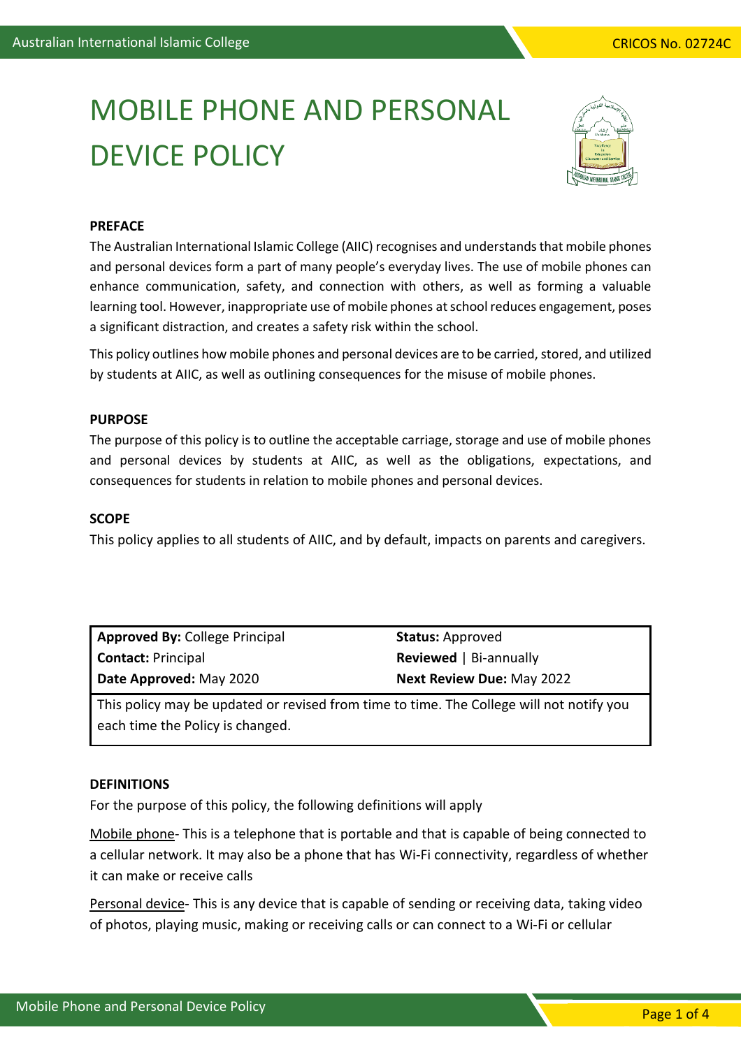# MOBILE PHONE AND PERSONAL DEVICE POLICY

**PREFACE**

The Australian International Islamic College (AIIC) recognises and understands that mobile phones and personal devices form a part of many people's everyday lives. The use of mobile phones can enhance communication, safety, and connection with others, as well as forming a valuable learning tool. However, inappropriate use of mobile phones at school reduces engagement, poses a significant distraction, and creates a safety risk within the school.

This policy outlines how mobile phones and personal devices are to be carried, stored, and utilized by students at AIIC, as well as outlining consequences for the misuse of mobile phones.

**PURPOSE**

The purpose of this policy is to outline the acceptable carriage, storage and use of mobile phones and personal devices by students at AIIC, as well as the obligations, expectations, and consequences for students in relation to mobile phones and personal devices.

**SCOPE**

This policy applies to all students of AIIC, and by default, impacts on parents and caregivers.

| **Approved By:** College Principal | **Status:** Approved |
|---|---|
| **Contact:** Principal | **Reviewed** \| Bi-annually |
| **Date Approved:** May 2020 | **Next Review Due:** May 2022 |
| This policy may be updated or revised from time to time. The College will not notify you each time the Policy is changed. | |

**DEFINITIONS**

For the purpose of this policy, the following definitions will apply

Mobile phone- This is a telephone that is portable and that is capable of being connected to a cellular network. It may also be a phone that has Wi-Fi connectivity, regardless of whether it can make or receive calls

Personal device- This is any device that is capable of sending or receiving data, taking video of photos, playing music, making or receiving calls or can connect to a Wi-Fi or cellular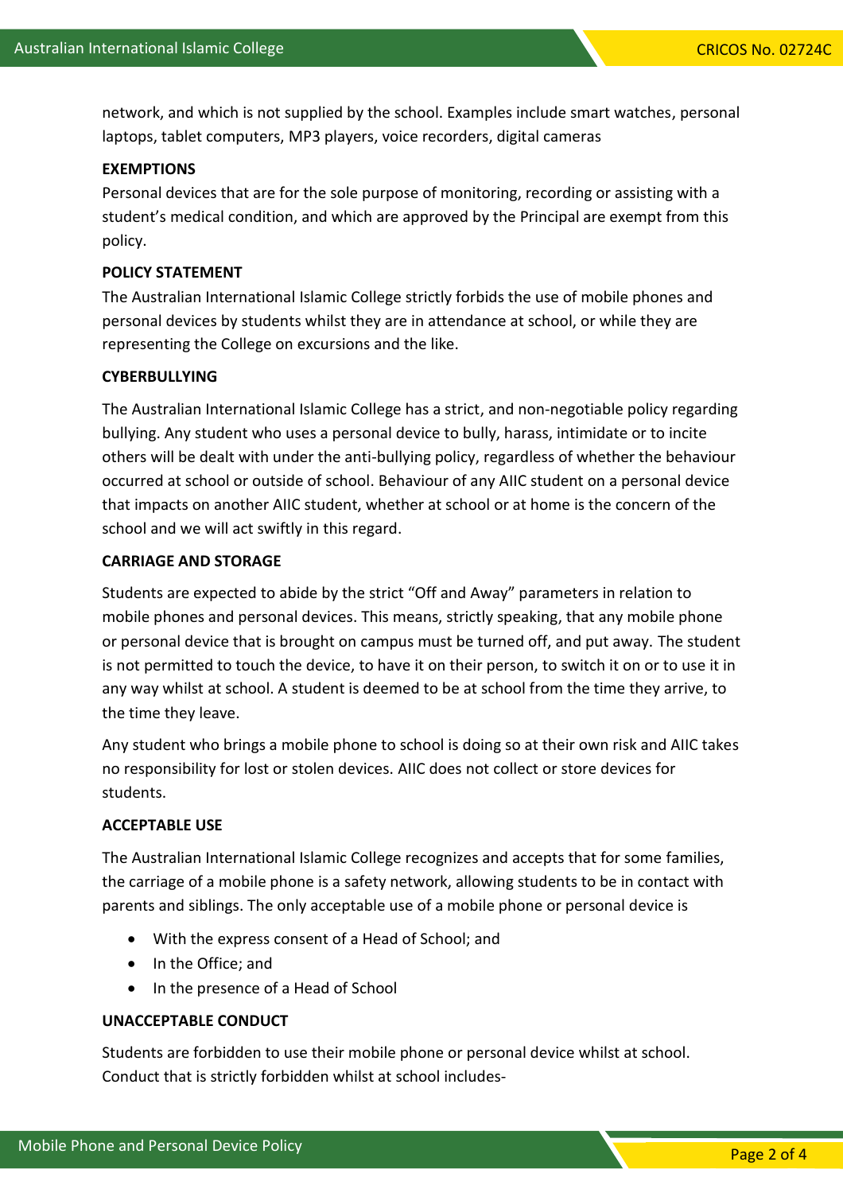network, and which is not supplied by the school. Examples include smart watches, personal laptops, tablet computers, MP3 players, voice recorders, digital cameras

**EXEMPTIONS**

Personal devices that are for the sole purpose of monitoring, recording or assisting with a student's medical condition, and which are approved by the Principal are exempt from this policy.

**POLICY STATEMENT**

The Australian International Islamic College strictly forbids the use of mobile phones and personal devices by students whilst they are in attendance at school, or while they are representing the College on excursions and the like.

**CYBERBULLYING**

The Australian International Islamic College has a strict, and non-negotiable policy regarding bullying. Any student who uses a personal device to bully, harass, intimidate or to incite others will be dealt with under the anti-bullying policy, regardless of whether the behaviour occurred at school or outside of school. Behaviour of any AIIC student on a personal device that impacts on another AIIC student, whether at school or at home is the concern of the school and we will act swiftly in this regard.

**CARRIAGE AND STORAGE**

Students are expected to abide by the strict "Off and Away" parameters in relation to mobile phones and personal devices. This means, strictly speaking, that any mobile phone or personal device that is brought on campus must be turned off, and put away. The student is not permitted to touch the device, to have it on their person, to switch it on or to use it in any way whilst at school. A student is deemed to be at school from the time they arrive, to the time they leave.

Any student who brings a mobile phone to school is doing so at their own risk and AIIC takes no responsibility for lost or stolen devices. AIIC does not collect or store devices for students.

**ACCEPTABLE USE**

The Australian International Islamic College recognizes and accepts that for some families, the carriage of a mobile phone is a safety network, allowing students to be in contact with parents and siblings. The only acceptable use of a mobile phone or personal device is

- With the express consent of a Head of School; and
- In the Office; and
- In the presence of a Head of School

**UNACCEPTABLE CONDUCT**

Students are forbidden to use their mobile phone or personal device whilst at school. Conduct that is strictly forbidden whilst at school includes-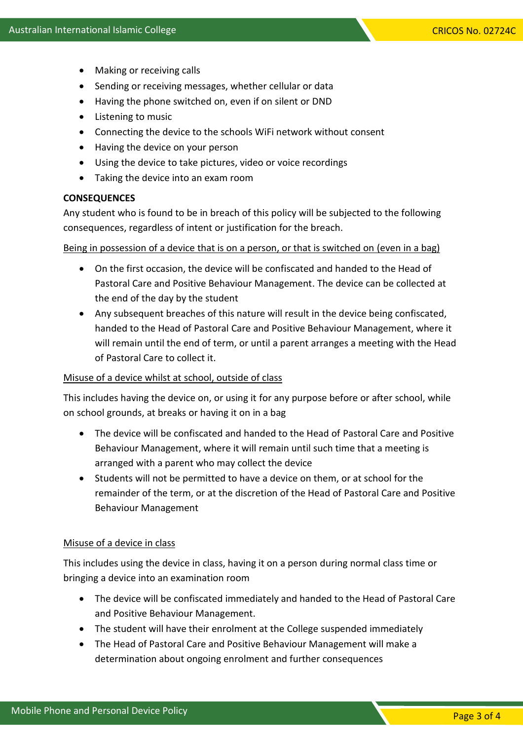- Making or receiving calls
- Sending or receiving messages, whether cellular or data
- Having the phone switched on, even if on silent or DND
- Listening to music
- Connecting the device to the schools WiFi network without consent
- Having the device on your person
- Using the device to take pictures, video or voice recordings
- Taking the device into an exam room

**CONSEQUENCES**

Any student who is found to be in breach of this policy will be subjected to the following consequences, regardless of intent or justification for the breach.

<u>Being in possession of a device that is on a person, or that is switched on (even in a bag)</u>

- On the first occasion, the device will be confiscated and handed to the Head of Pastoral Care and Positive Behaviour Management. The device can be collected at the end of the day by the student
- Any subsequent breaches of this nature will result in the device being confiscated, handed to the Head of Pastoral Care and Positive Behaviour Management, where it will remain until the end of term, or until a parent arranges a meeting with the Head of Pastoral Care to collect it.

<u>Misuse of a device whilst at school, outside of class</u>

This includes having the device on, or using it for any purpose before or after school, while on school grounds, at breaks or having it on in a bag

- The device will be confiscated and handed to the Head of Pastoral Care and Positive Behaviour Management, where it will remain until such time that a meeting is arranged with a parent who may collect the device
- Students will not be permitted to have a device on them, or at school for the remainder of the term, or at the discretion of the Head of Pastoral Care and Positive Behaviour Management

<u>Misuse of a device in class</u>

This includes using the device in class, having it on a person during normal class time or bringing a device into an examination room

- The device will be confiscated immediately and handed to the Head of Pastoral Care and Positive Behaviour Management.
- The student will have their enrolment at the College suspended immediately
- The Head of Pastoral Care and Positive Behaviour Management will make a determination about ongoing enrolment and further consequences